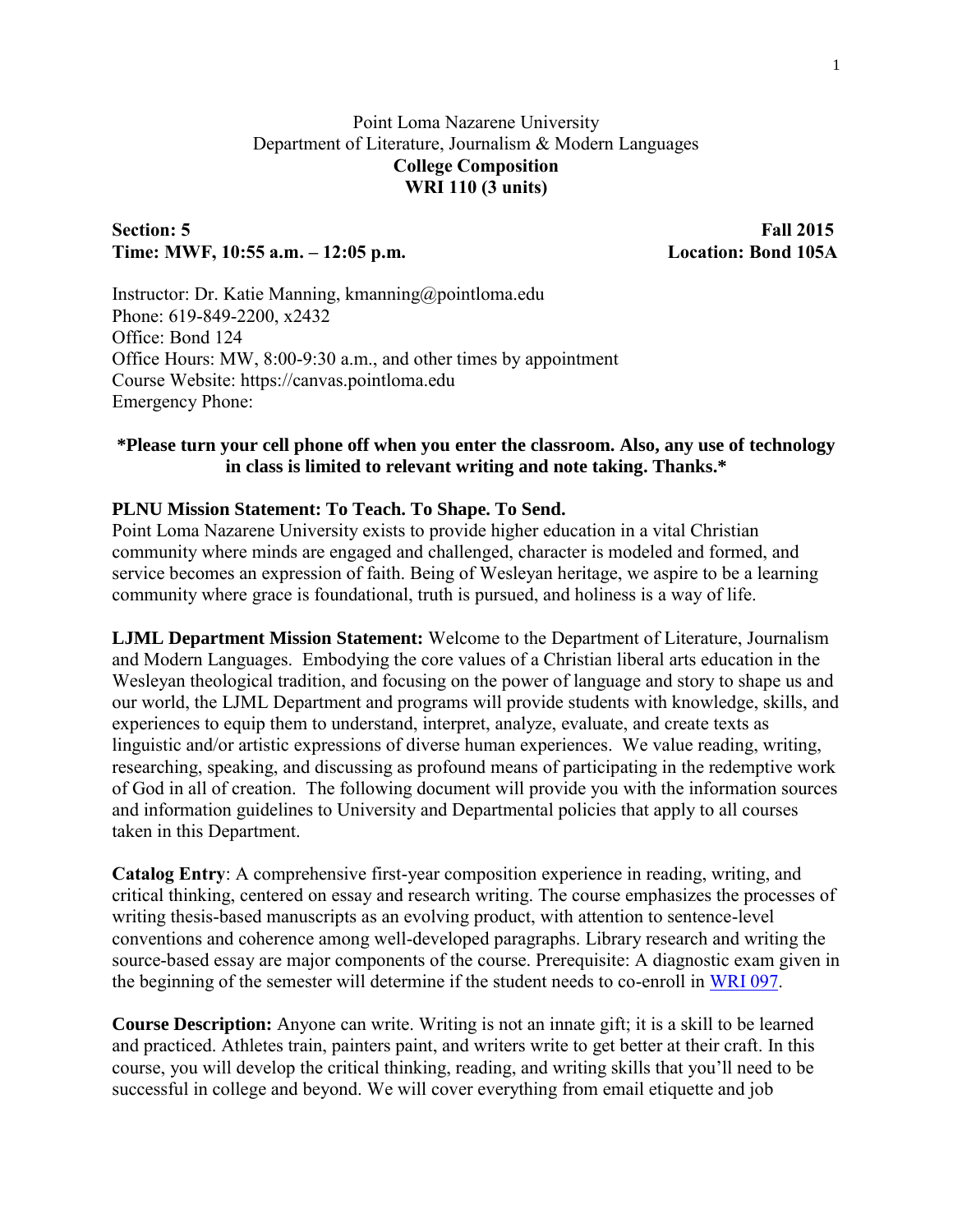Point Loma Nazarene University
Department of Literature, Journalism & Modern Languages

**College Composition**
**WRI 110 (3 units)**

**Section: 5** **Fall 2015**
**Time: MWF, 10:55 a.m. – 12:05 p.m.** **Location: Bond 105A**

Instructor: Dr. Katie Manning, kmanning@pointloma.edu
Phone: 619-849-2200, x2432
Office: Bond 124
Office Hours: MW, 8:00-9:30 a.m., and other times by appointment
Course Website: https://canvas.pointloma.edu
Emergency Phone:

**\*Please turn your cell phone off when you enter the classroom. Also, any use of technology in class is limited to relevant writing and note taking. Thanks.\***

**PLNU Mission Statement: To Teach. To Shape. To Send.**
Point Loma Nazarene University exists to provide higher education in a vital Christian community where minds are engaged and challenged, character is modeled and formed, and service becomes an expression of faith. Being of Wesleyan heritage, we aspire to be a learning community where grace is foundational, truth is pursued, and holiness is a way of life.

**LJML Department Mission Statement:** Welcome to the Department of Literature, Journalism and Modern Languages. Embodying the core values of a Christian liberal arts education in the Wesleyan theological tradition, and focusing on the power of language and story to shape us and our world, the LJML Department and programs will provide students with knowledge, skills, and experiences to equip them to understand, interpret, analyze, evaluate, and create texts as linguistic and/or artistic expressions of diverse human experiences. We value reading, writing, researching, speaking, and discussing as profound means of participating in the redemptive work of God in all of creation. The following document will provide you with the information sources and information guidelines to University and Departmental policies that apply to all courses taken in this Department.

**Catalog Entry**: A comprehensive first-year composition experience in reading, writing, and critical thinking, centered on essay and research writing. The course emphasizes the processes of writing thesis-based manuscripts as an evolving product, with attention to sentence-level conventions and coherence among well-developed paragraphs. Library research and writing the source-based essay are major components of the course. Prerequisite: A diagnostic exam given in the beginning of the semester will determine if the student needs to co-enroll in WRI 097.

**Course Description:** Anyone can write. Writing is not an innate gift; it is a skill to be learned and practiced. Athletes train, painters paint, and writers write to get better at their craft. In this course, you will develop the critical thinking, reading, and writing skills that you'll need to be successful in college and beyond. We will cover everything from email etiquette and job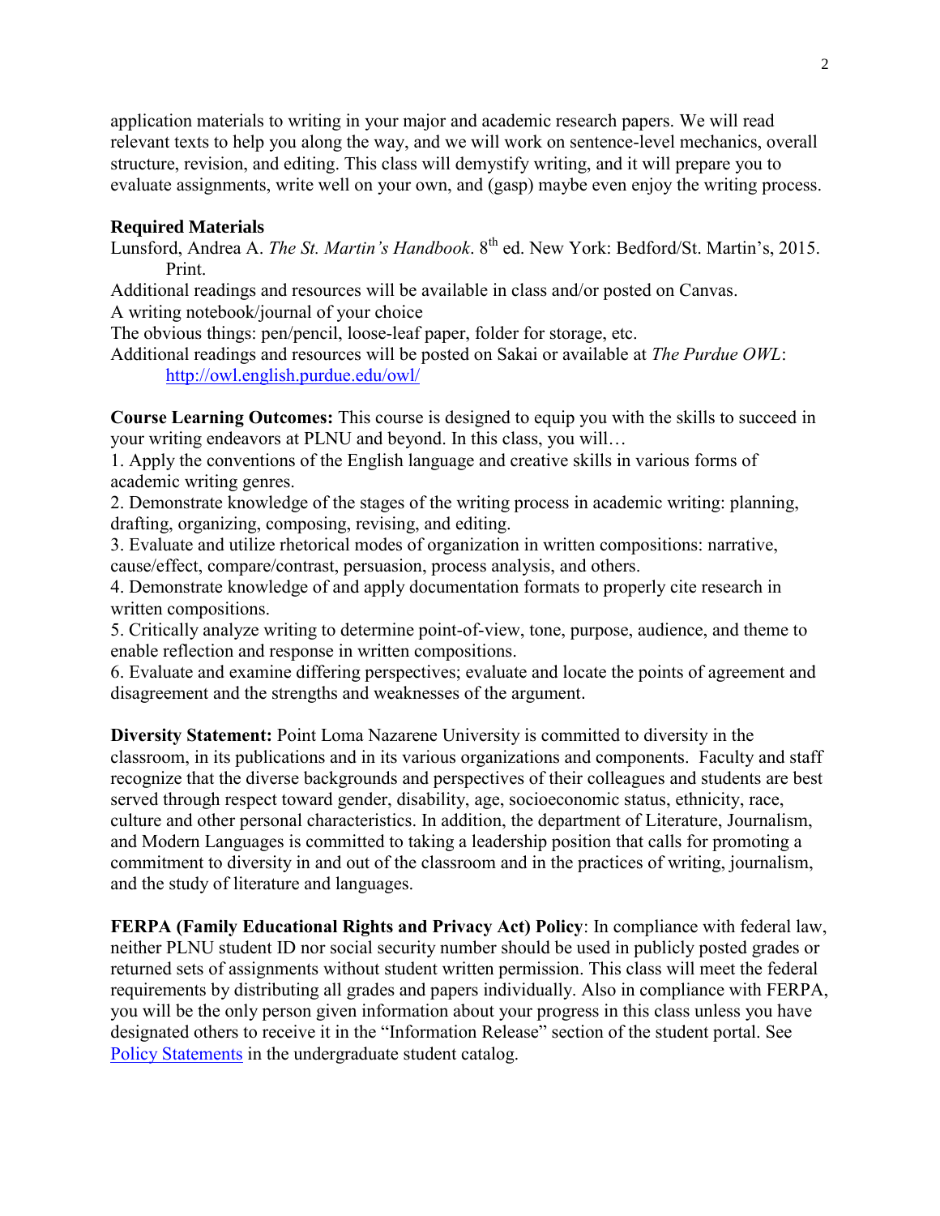application materials to writing in your major and academic research papers. We will read relevant texts to help you along the way, and we will work on sentence-level mechanics, overall structure, revision, and editing. This class will demystify writing, and it will prepare you to evaluate assignments, write well on your own, and (gasp) maybe even enjoy the writing process.

**Required Materials**

Lunsford, Andrea A. *The St. Martin's Handbook*. 8th ed. New York: Bedford/St. Martin's, 2015. Print.

Additional readings and resources will be available in class and/or posted on Canvas.

A writing notebook/journal of your choice

The obvious things: pen/pencil, loose-leaf paper, folder for storage, etc.

Additional readings and resources will be posted on Sakai or available at *The Purdue OWL*: http://owl.english.purdue.edu/owl/

**Course Learning Outcomes:** This course is designed to equip you with the skills to succeed in your writing endeavors at PLNU and beyond. In this class, you will…

1. Apply the conventions of the English language and creative skills in various forms of academic writing genres.
2. Demonstrate knowledge of the stages of the writing process in academic writing: planning, drafting, organizing, composing, revising, and editing.
3. Evaluate and utilize rhetorical modes of organization in written compositions: narrative, cause/effect, compare/contrast, persuasion, process analysis, and others.
4. Demonstrate knowledge of and apply documentation formats to properly cite research in written compositions.
5. Critically analyze writing to determine point-of-view, tone, purpose, audience, and theme to enable reflection and response in written compositions.
6. Evaluate and examine differing perspectives; evaluate and locate the points of agreement and disagreement and the strengths and weaknesses of the argument.

**Diversity Statement:** Point Loma Nazarene University is committed to diversity in the classroom, in its publications and in its various organizations and components. Faculty and staff recognize that the diverse backgrounds and perspectives of their colleagues and students are best served through respect toward gender, disability, age, socioeconomic status, ethnicity, race, culture and other personal characteristics. In addition, the department of Literature, Journalism, and Modern Languages is committed to taking a leadership position that calls for promoting a commitment to diversity in and out of the classroom and in the practices of writing, journalism, and the study of literature and languages.

**FERPA (Family Educational Rights and Privacy Act) Policy**: In compliance with federal law, neither PLNU student ID nor social security number should be used in publicly posted grades or returned sets of assignments without student written permission. This class will meet the federal requirements by distributing all grades and papers individually. Also in compliance with FERPA, you will be the only person given information about your progress in this class unless you have designated others to receive it in the "Information Release" section of the student portal. See Policy Statements in the undergraduate student catalog.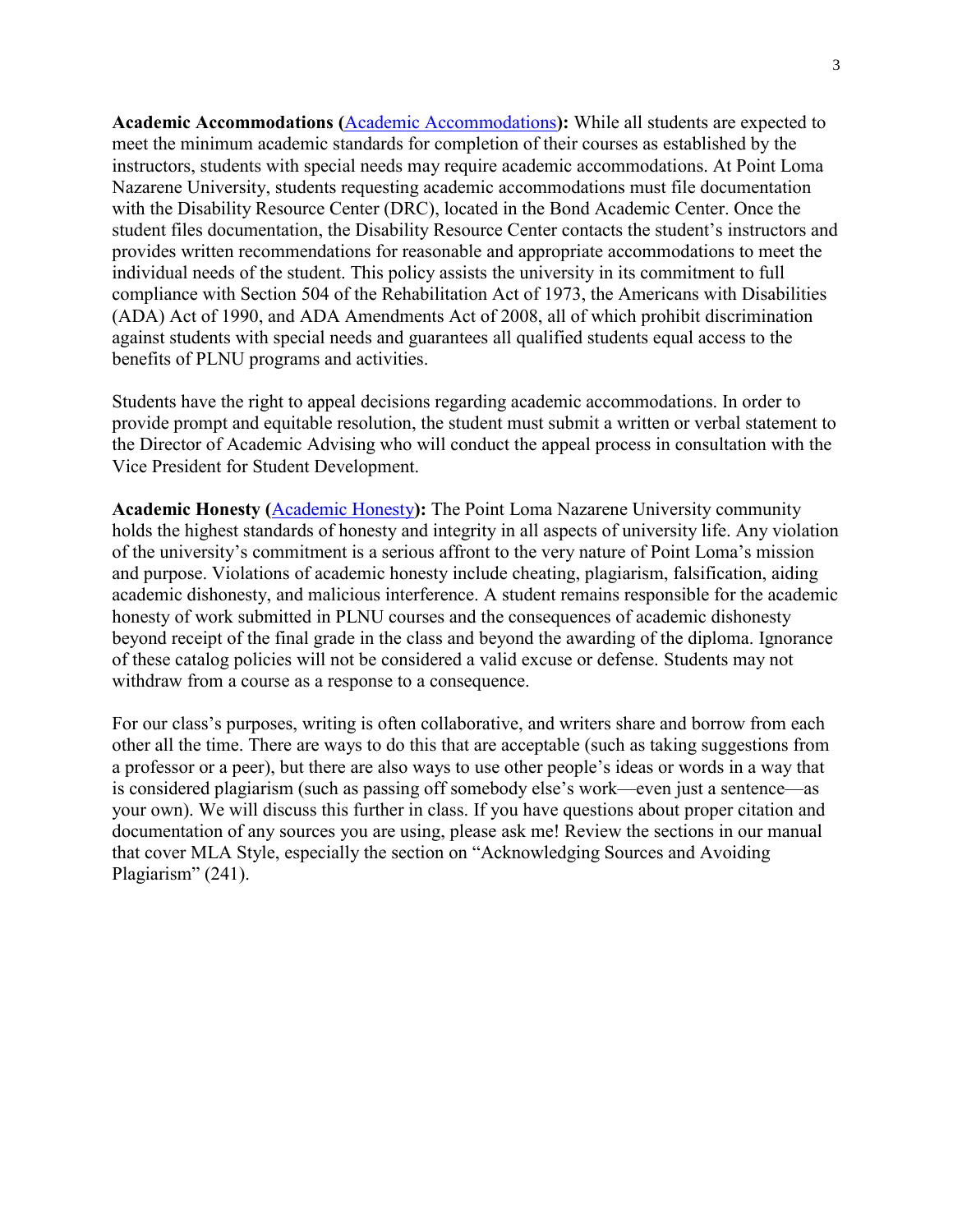**Academic Accommodations (**[Academic Accommodations]**):** While all students are expected to meet the minimum academic standards for completion of their courses as established by the instructors, students with special needs may require academic accommodations. At Point Loma Nazarene University, students requesting academic accommodations must file documentation with the Disability Resource Center (DRC), located in the Bond Academic Center. Once the student files documentation, the Disability Resource Center contacts the student's instructors and provides written recommendations for reasonable and appropriate accommodations to meet the individual needs of the student. This policy assists the university in its commitment to full compliance with Section 504 of the Rehabilitation Act of 1973, the Americans with Disabilities (ADA) Act of 1990, and ADA Amendments Act of 2008, all of which prohibit discrimination against students with special needs and guarantees all qualified students equal access to the benefits of PLNU programs and activities.

Students have the right to appeal decisions regarding academic accommodations. In order to provide prompt and equitable resolution, the student must submit a written or verbal statement to the Director of Academic Advising who will conduct the appeal process in consultation with the Vice President for Student Development.

**Academic Honesty (**[Academic Honesty]**):** The Point Loma Nazarene University community holds the highest standards of honesty and integrity in all aspects of university life. Any violation of the university's commitment is a serious affront to the very nature of Point Loma's mission and purpose. Violations of academic honesty include cheating, plagiarism, falsification, aiding academic dishonesty, and malicious interference. A student remains responsible for the academic honesty of work submitted in PLNU courses and the consequences of academic dishonesty beyond receipt of the final grade in the class and beyond the awarding of the diploma. Ignorance of these catalog policies will not be considered a valid excuse or defense. Students may not withdraw from a course as a response to a consequence.

For our class's purposes, writing is often collaborative, and writers share and borrow from each other all the time. There are ways to do this that are acceptable (such as taking suggestions from a professor or a peer), but there are also ways to use other people's ideas or words in a way that is considered plagiarism (such as passing off somebody else's work—even just a sentence—as your own). We will discuss this further in class. If you have questions about proper citation and documentation of any sources you are using, please ask me! Review the sections in our manual that cover MLA Style, especially the section on "Acknowledging Sources and Avoiding Plagiarism" (241).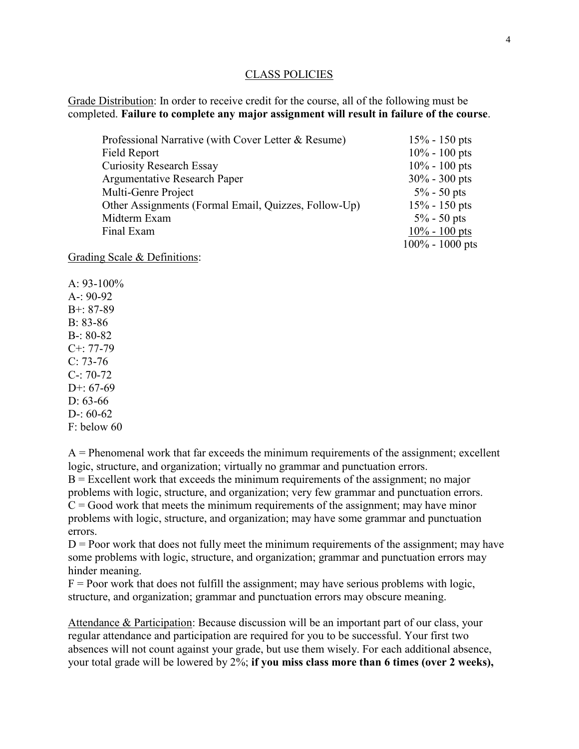## CLASS POLICIES

Grade Distribution: In order to receive credit for the course, all of the following must be completed. **Failure to complete any major assignment will result in failure of the course**.

| Assignment | Weight |
|---|---|
| Professional Narrative (with Cover Letter & Resume) | 15% - 150 pts |
| Field Report | 10% - 100 pts |
| Curiosity Research Essay | 10% - 100 pts |
| Argumentative Research Paper | 30% - 300 pts |
| Multi-Genre Project | 5% - 50 pts |
| Other Assignments (Formal Email, Quizzes, Follow-Up) | 15% - 150 pts |
| Midterm Exam | 5% - 50 pts |
| Final Exam | 10% - 100 pts |
| | 100% - 1000 pts |

Grading Scale & Definitions:

A: 93-100%
A-: 90-92
B+: 87-89
B: 83-86
B-: 80-82
C+: 77-79
C: 73-76
C-: 70-72
D+: 67-69
D: 63-66
D-: 60-62
F: below 60

A = Phenomenal work that far exceeds the minimum requirements of the assignment; excellent logic, structure, and organization; virtually no grammar and punctuation errors.
B = Excellent work that exceeds the minimum requirements of the assignment; no major problems with logic, structure, and organization; very few grammar and punctuation errors.
C = Good work that meets the minimum requirements of the assignment; may have minor problems with logic, structure, and organization; may have some grammar and punctuation errors.
D = Poor work that does not fully meet the minimum requirements of the assignment; may have some problems with logic, structure, and organization; grammar and punctuation errors may hinder meaning.
F = Poor work that does not fulfill the assignment; may have serious problems with logic, structure, and organization; grammar and punctuation errors may obscure meaning.

Attendance & Participation: Because discussion will be an important part of our class, your regular attendance and participation are required for you to be successful. Your first two absences will not count against your grade, but use them wisely. For each additional absence, your total grade will be lowered by 2%; **if you miss class more than 6 times (over 2 weeks),**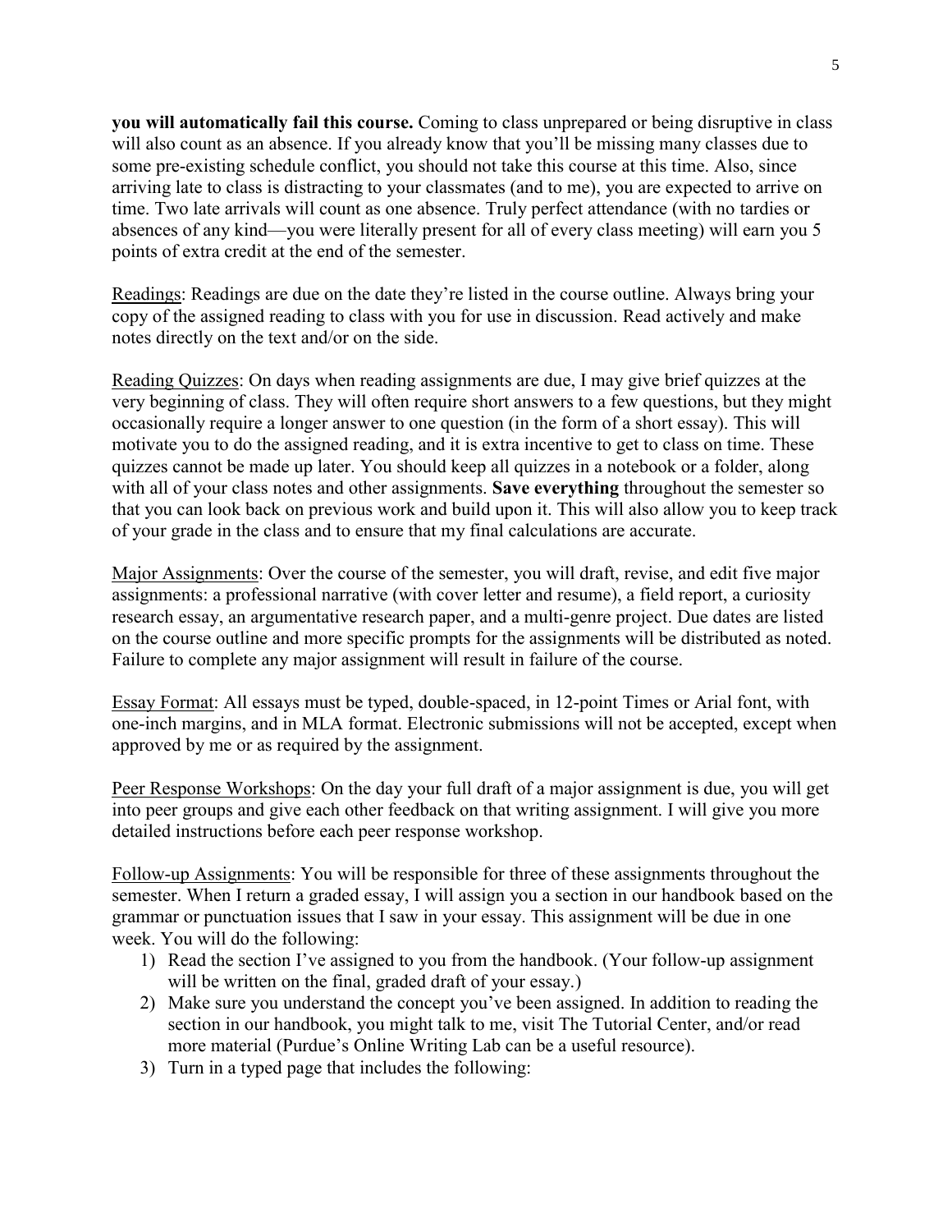**you will automatically fail this course.** Coming to class unprepared or being disruptive in class will also count as an absence. If you already know that you'll be missing many classes due to some pre-existing schedule conflict, you should not take this course at this time. Also, since arriving late to class is distracting to your classmates (and to me), you are expected to arrive on time. Two late arrivals will count as one absence. Truly perfect attendance (with no tardies or absences of any kind—you were literally present for all of every class meeting) will earn you 5 points of extra credit at the end of the semester.

Readings: Readings are due on the date they're listed in the course outline. Always bring your copy of the assigned reading to class with you for use in discussion. Read actively and make notes directly on the text and/or on the side.

Reading Quizzes: On days when reading assignments are due, I may give brief quizzes at the very beginning of class. They will often require short answers to a few questions, but they might occasionally require a longer answer to one question (in the form of a short essay). This will motivate you to do the assigned reading, and it is extra incentive to get to class on time. These quizzes cannot be made up later. You should keep all quizzes in a notebook or a folder, along with all of your class notes and other assignments. **Save everything** throughout the semester so that you can look back on previous work and build upon it. This will also allow you to keep track of your grade in the class and to ensure that my final calculations are accurate.

Major Assignments: Over the course of the semester, you will draft, revise, and edit five major assignments: a professional narrative (with cover letter and resume), a field report, a curiosity research essay, an argumentative research paper, and a multi-genre project. Due dates are listed on the course outline and more specific prompts for the assignments will be distributed as noted. Failure to complete any major assignment will result in failure of the course.

Essay Format: All essays must be typed, double-spaced, in 12-point Times or Arial font, with one-inch margins, and in MLA format. Electronic submissions will not be accepted, except when approved by me or as required by the assignment.

Peer Response Workshops: On the day your full draft of a major assignment is due, you will get into peer groups and give each other feedback on that writing assignment. I will give you more detailed instructions before each peer response workshop.

Follow-up Assignments: You will be responsible for three of these assignments throughout the semester. When I return a graded essay, I will assign you a section in our handbook based on the grammar or punctuation issues that I saw in your essay. This assignment will be due in one week. You will do the following:

1) Read the section I've assigned to you from the handbook. (Your follow-up assignment will be written on the final, graded draft of your essay.)
2) Make sure you understand the concept you've been assigned. In addition to reading the section in our handbook, you might talk to me, visit The Tutorial Center, and/or read more material (Purdue's Online Writing Lab can be a useful resource).
3) Turn in a typed page that includes the following: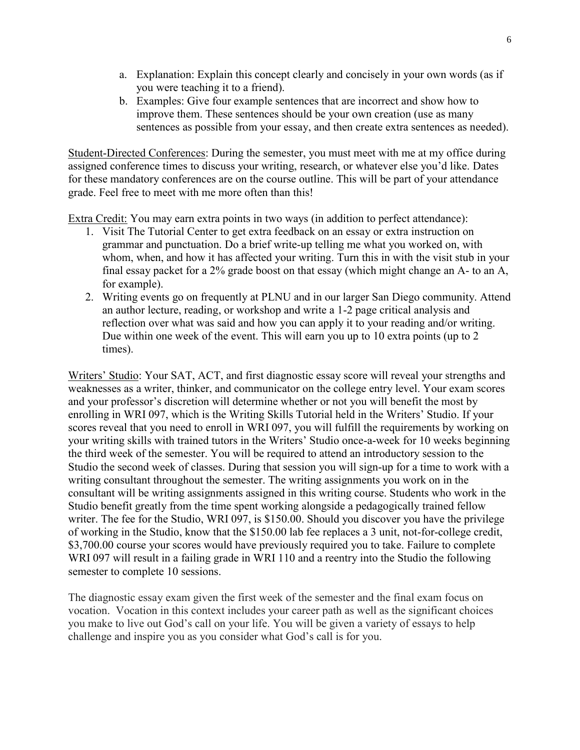a. Explanation: Explain this concept clearly and concisely in your own words (as if you were teaching it to a friend).
b. Examples: Give four example sentences that are incorrect and show how to improve them. These sentences should be your own creation (use as many sentences as possible from your essay, and then create extra sentences as needed).

<u>Student-Directed Conferences</u>: During the semester, you must meet with me at my office during assigned conference times to discuss your writing, research, or whatever else you'd like. Dates for these mandatory conferences are on the course outline. This will be part of your attendance grade. Feel free to meet with me more often than this!

<u>Extra Credit:</u> You may earn extra points in two ways (in addition to perfect attendance):

1. Visit The Tutorial Center to get extra feedback on an essay or extra instruction on grammar and punctuation. Do a brief write-up telling me what you worked on, with whom, when, and how it has affected your writing. Turn this in with the visit stub in your final essay packet for a 2% grade boost on that essay (which might change an A- to an A, for example).
2. Writing events go on frequently at PLNU and in our larger San Diego community. Attend an author lecture, reading, or workshop and write a 1-2 page critical analysis and reflection over what was said and how you can apply it to your reading and/or writing. Due within one week of the event. This will earn you up to 10 extra points (up to 2 times).

<u>Writers' Studio</u>: Your SAT, ACT, and first diagnostic essay score will reveal your strengths and weaknesses as a writer, thinker, and communicator on the college entry level. Your exam scores and your professor's discretion will determine whether or not you will benefit the most by enrolling in WRI 097, which is the Writing Skills Tutorial held in the Writers' Studio. If your scores reveal that you need to enroll in WRI 097, you will fulfill the requirements by working on your writing skills with trained tutors in the Writers' Studio once-a-week for 10 weeks beginning the third week of the semester. You will be required to attend an introductory session to the Studio the second week of classes. During that session you will sign-up for a time to work with a writing consultant throughout the semester. The writing assignments you work on in the consultant will be writing assignments assigned in this writing course. Students who work in the Studio benefit greatly from the time spent working alongside a pedagogically trained fellow writer. The fee for the Studio, WRI 097, is \$150.00. Should you discover you have the privilege of working in the Studio, know that the \$150.00 lab fee replaces a 3 unit, not-for-college credit, \$3,700.00 course your scores would have previously required you to take. Failure to complete WRI 097 will result in a failing grade in WRI 110 and a reentry into the Studio the following semester to complete 10 sessions.

The diagnostic essay exam given the first week of the semester and the final exam focus on vocation. Vocation in this context includes your career path as well as the significant choices you make to live out God's call on your life. You will be given a variety of essays to help challenge and inspire you as you consider what God's call is for you.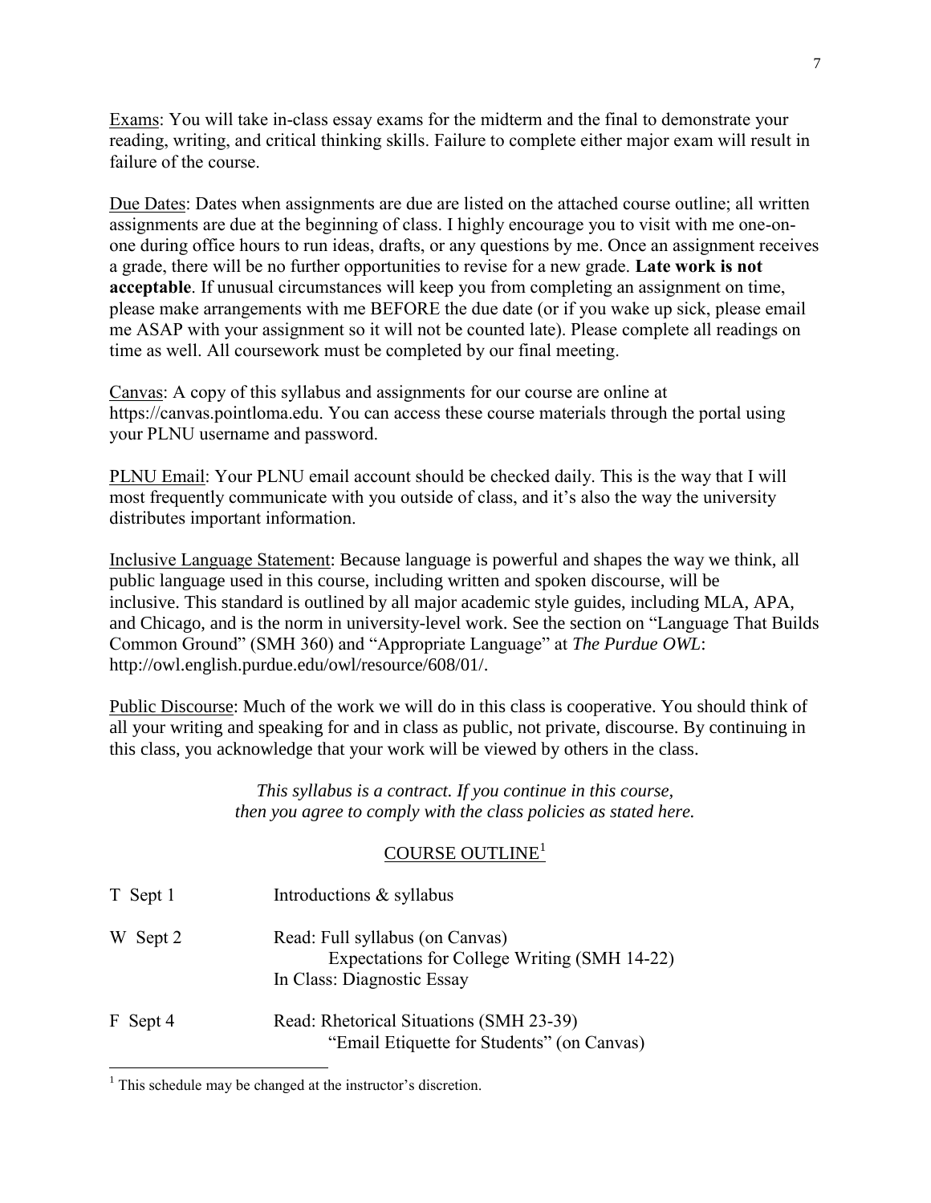Exams: You will take in-class essay exams for the midterm and the final to demonstrate your reading, writing, and critical thinking skills. Failure to complete either major exam will result in failure of the course.

Due Dates: Dates when assignments are due are listed on the attached course outline; all written assignments are due at the beginning of class. I highly encourage you to visit with me one-on-one during office hours to run ideas, drafts, or any questions by me. Once an assignment receives a grade, there will be no further opportunities to revise for a new grade. **Late work is not acceptable**. If unusual circumstances will keep you from completing an assignment on time, please make arrangements with me BEFORE the due date (or if you wake up sick, please email me ASAP with your assignment so it will not be counted late). Please complete all readings on time as well. All coursework must be completed by our final meeting.

Canvas: A copy of this syllabus and assignments for our course are online at https://canvas.pointloma.edu. You can access these course materials through the portal using your PLNU username and password.

PLNU Email: Your PLNU email account should be checked daily. This is the way that I will most frequently communicate with you outside of class, and it's also the way the university distributes important information.

Inclusive Language Statement: Because language is powerful and shapes the way we think, all public language used in this course, including written and spoken discourse, will be inclusive. This standard is outlined by all major academic style guides, including MLA, APA, and Chicago, and is the norm in university-level work. See the section on "Language That Builds Common Ground" (SMH 360) and "Appropriate Language" at *The Purdue OWL*: http://owl.english.purdue.edu/owl/resource/608/01/.

Public Discourse: Much of the work we will do in this class is cooperative. You should think of all your writing and speaking for and in class as public, not private, discourse. By continuing in this class, you acknowledge that your work will be viewed by others in the class.

*This syllabus is a contract. If you continue in this course, then you agree to comply with the class policies as stated here.*

## COURSE OUTLINE[1]

| | |
|---|---|
| T Sept 1 | Introductions & syllabus |
| W Sept 2 | Read: Full syllabus (on Canvas)<br>Expectations for College Writing (SMH 14-22)<br>In Class: Diagnostic Essay |
| F Sept 4 | Read: Rhetorical Situations (SMH 23-39)<br>"Email Etiquette for Students" (on Canvas) |

[1] This schedule may be changed at the instructor's discretion.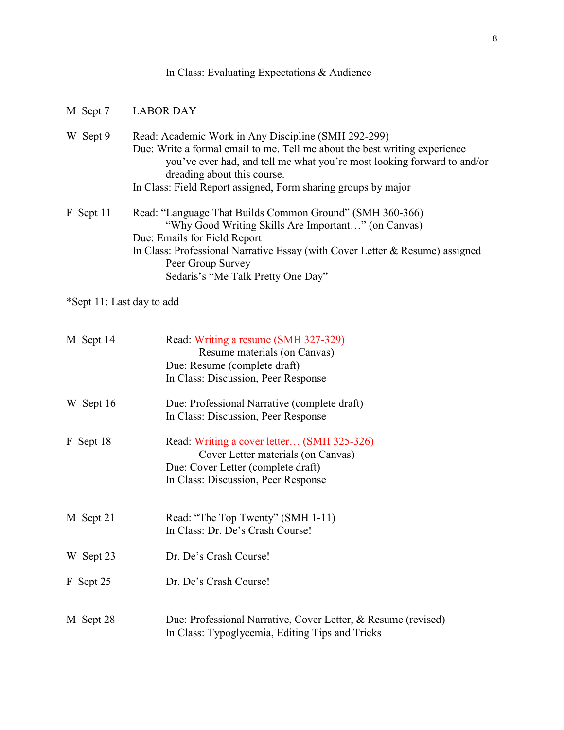In Class: Evaluating Expectations & Audience

M Sept 7 LABOR DAY

W Sept 9 Read: Academic Work in Any Discipline (SMH 292-299)
Due: Write a formal email to me. Tell me about the best writing experience you've ever had, and tell me what you're most looking forward to and/or dreading about this course.
In Class: Field Report assigned, Form sharing groups by major

F Sept 11 Read: "Language That Builds Common Ground" (SMH 360-366)
"Why Good Writing Skills Are Important…" (on Canvas)
Due: Emails for Field Report
In Class: Professional Narrative Essay (with Cover Letter & Resume) assigned
Peer Group Survey
Sedaris's "Me Talk Pretty One Day"

*Sept 11: Last day to add

M Sept 14 Read: Writing a resume (SMH 327-329)
Resume materials (on Canvas)
Due: Resume (complete draft)
In Class: Discussion, Peer Response

W Sept 16 Due: Professional Narrative (complete draft)
In Class: Discussion, Peer Response

F Sept 18 Read: Writing a cover letter… (SMH 325-326)
Cover Letter materials (on Canvas)
Due: Cover Letter (complete draft)
In Class: Discussion, Peer Response

M Sept 21 Read: "The Top Twenty" (SMH 1-11)
In Class: Dr. De's Crash Course!

W Sept 23 Dr. De's Crash Course!

F Sept 25 Dr. De's Crash Course!

M Sept 28 Due: Professional Narrative, Cover Letter, & Resume (revised)
In Class: Typoglycemia, Editing Tips and Tricks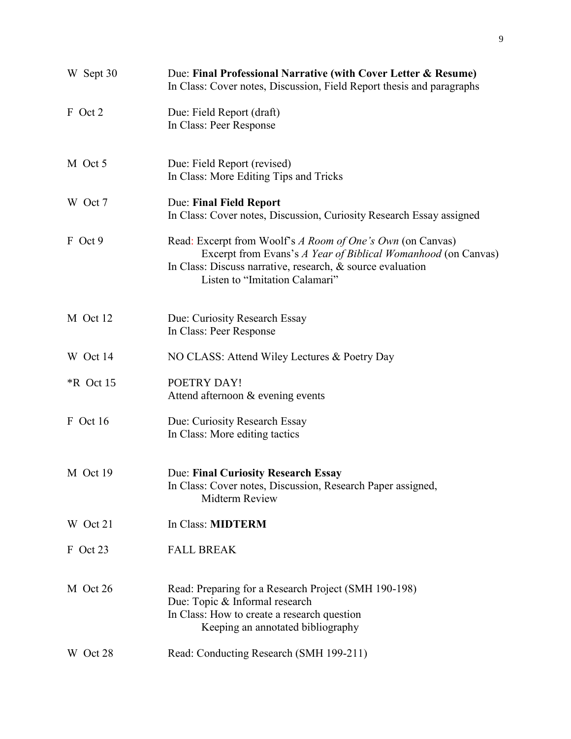| | |
|---|---|
| W Sept 30 | Due: **Final Professional Narrative (with Cover Letter & Resume)**<br>In Class: Cover notes, Discussion, Field Report thesis and paragraphs |
| F Oct 2 | Due: Field Report (draft)<br>In Class: Peer Response |
| M Oct 5 | Due: Field Report (revised)<br>In Class: More Editing Tips and Tricks |
| W Oct 7 | Due: **Final Field Report**<br>In Class: Cover notes, Discussion, Curiosity Research Essay assigned |
| F Oct 9 | Read: Excerpt from Woolf's *A Room of One's Own* (on Canvas)<br>Excerpt from Evans's *A Year of Biblical Womanhood* (on Canvas)<br>In Class: Discuss narrative, research, & source evaluation<br>Listen to "Imitation Calamari" |
| M Oct 12 | Due: Curiosity Research Essay<br>In Class: Peer Response |
| W Oct 14 | NO CLASS: Attend Wiley Lectures & Poetry Day |
| *R Oct 15 | POETRY DAY!<br>Attend afternoon & evening events |
| F Oct 16 | Due: Curiosity Research Essay<br>In Class: More editing tactics |
| M Oct 19 | Due: **Final Curiosity Research Essay**<br>In Class: Cover notes, Discussion, Research Paper assigned,<br>Midterm Review |
| W Oct 21 | In Class: **MIDTERM** |
| F Oct 23 | FALL BREAK |
| M Oct 26 | Read: Preparing for a Research Project (SMH 190-198)<br>Due: Topic & Informal research<br>In Class: How to create a research question<br>Keeping an annotated bibliography |
| W Oct 28 | Read: Conducting Research (SMH 199-211) |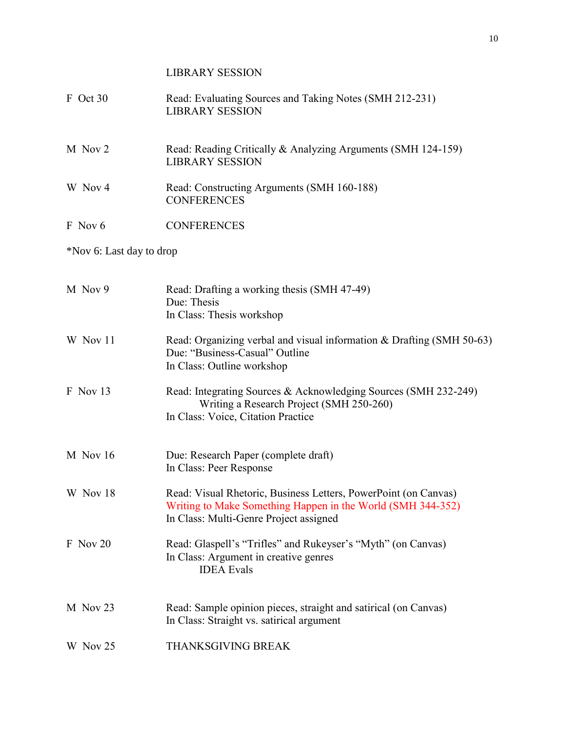| | |
|---|---|
| | LIBRARY SESSION |
| F Oct 30 | Read: Evaluating Sources and Taking Notes (SMH 212-231)<br>LIBRARY SESSION |
| M Nov 2 | Read: Reading Critically & Analyzing Arguments (SMH 124-159)<br>LIBRARY SESSION |
| W Nov 4 | Read: Constructing Arguments (SMH 160-188)<br>CONFERENCES |
| F Nov 6 | CONFERENCES |

*Nov 6: Last day to drop

| | |
|---|---|
| M Nov 9 | Read: Drafting a working thesis (SMH 47-49)<br>Due: Thesis<br>In Class: Thesis workshop |
| W Nov 11 | Read: Organizing verbal and visual information & Drafting (SMH 50-63)<br>Due: "Business-Casual" Outline<br>In Class: Outline workshop |
| F Nov 13 | Read: Integrating Sources & Acknowledging Sources (SMH 232-249)<br>Writing a Research Project (SMH 250-260)<br>In Class: Voice, Citation Practice |
| M Nov 16 | Due: Research Paper (complete draft)<br>In Class: Peer Response |
| W Nov 18 | Read: Visual Rhetoric, Business Letters, PowerPoint (on Canvas)<br>Writing to Make Something Happen in the World (SMH 344-352)<br>In Class: Multi-Genre Project assigned |
| F Nov 20 | Read: Glaspell's "Trifles" and Rukeyser's "Myth" (on Canvas)<br>In Class: Argument in creative genres<br>IDEA Evals |
| M Nov 23 | Read: Sample opinion pieces, straight and satirical (on Canvas)<br>In Class: Straight vs. satirical argument |
| W Nov 25 | THANKSGIVING BREAK |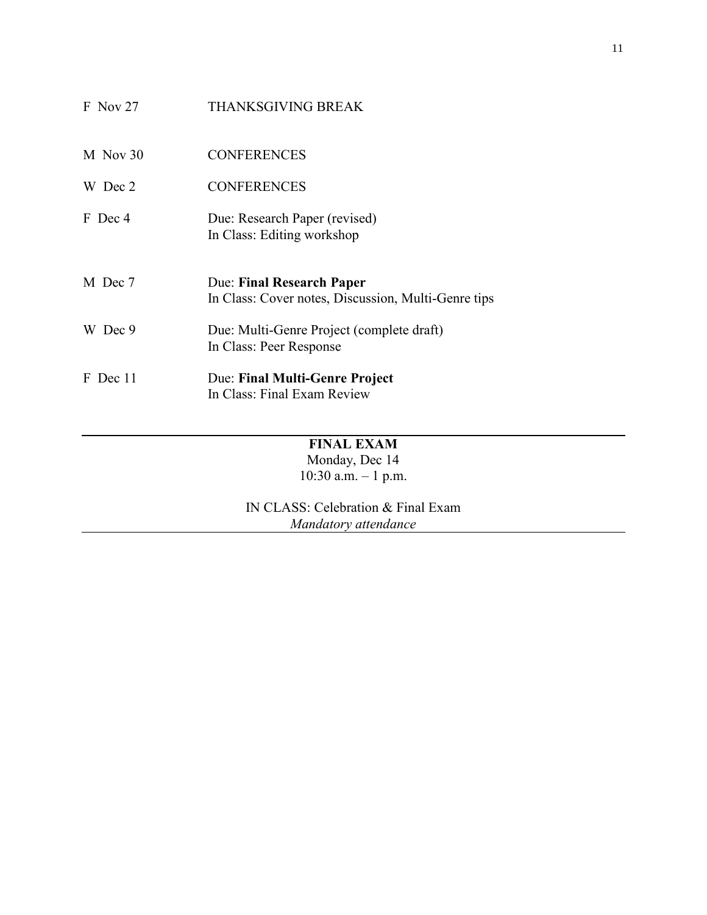| | |
|---|---|
| F Nov 27 | THANKSGIVING BREAK |
| M Nov 30 | CONFERENCES |
| W Dec 2 | CONFERENCES |
| F Dec 4 | Due: Research Paper (revised)<br>In Class: Editing workshop |
| M Dec 7 | Due: **Final Research Paper**<br>In Class: Cover notes, Discussion, Multi-Genre tips |
| W Dec 9 | Due: Multi-Genre Project (complete draft)<br>In Class: Peer Response |
| F Dec 11 | Due: **Final Multi-Genre Project**<br>In Class: Final Exam Review |

---

**FINAL EXAM**
Monday, Dec 14
10:30 a.m. – 1 p.m.

IN CLASS: Celebration & Final Exam
*Mandatory attendance*

---